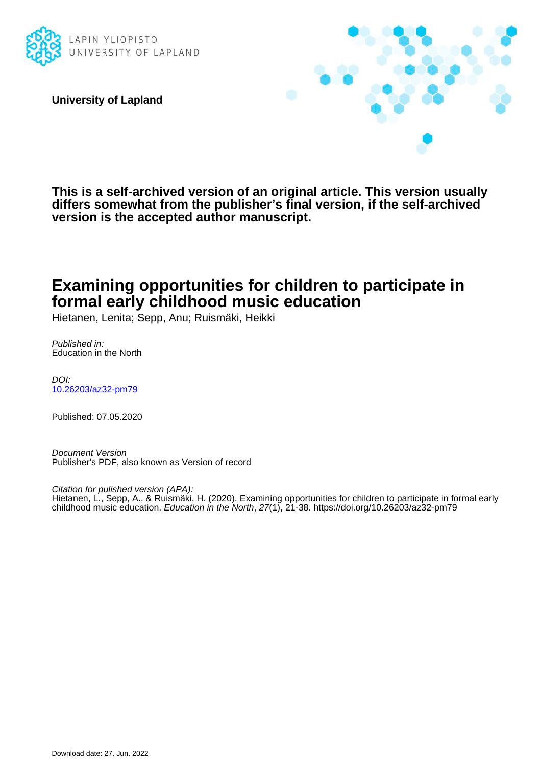LAPIN YLIOPISTO
UNIVERSITY OF LAPLAND

**University of Lapland**

**This is a self-archived version of an original article. This version usually differs somewhat from the publisher's final version, if the self-archived version is the accepted author manuscript.**

# Examining opportunities for children to participate in formal early childhood music education

Hietanen, Lenita; Sepp, Anu; Ruismäki, Heikki

*Published in:*
Education in the North

*DOI:*
10.26203/az32-pm79

Published: 07.05.2020

*Document Version*
Publisher's PDF, also known as Version of record

*Citation for pulished version (APA):*
Hietanen, L., Sepp, A., & Ruismäki, H. (2020). Examining opportunities for children to participate in formal early childhood music education. *Education in the North*, *27*(1), 21-38. https://doi.org/10.26203/az32-pm79

Download date: 27. Jun. 2022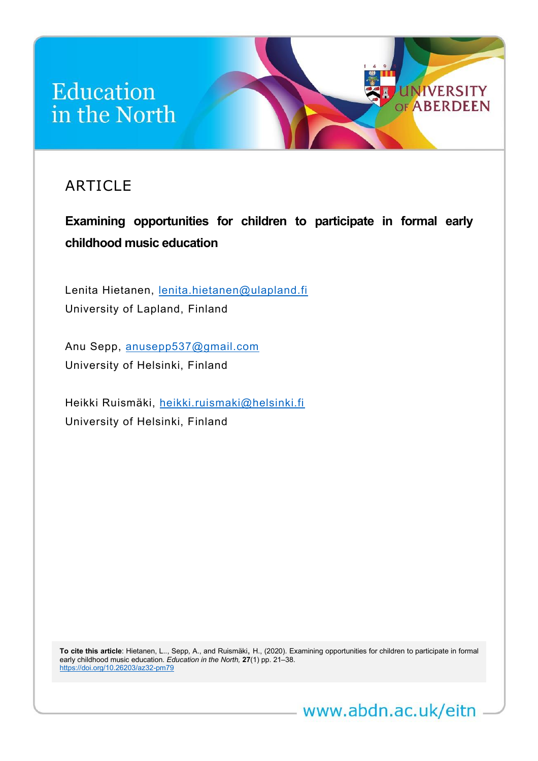# Education in the North

ARTICLE

**Examining opportunities for children to participate in formal early childhood music education**

Lenita Hietanen, lenita.hietanen@ulapland.fi
University of Lapland, Finland

Anu Sepp, anusepp537@gmail.com
University of Helsinki, Finland

Heikki Ruismäki, heikki.ruismaki@helsinki.fi
University of Helsinki, Finland

**To cite this article**: Hietanen, L.., Sepp, A., and Ruismäki, H., (2020). Examining opportunities for children to participate in formal early childhood music education. *Education in the North*, **27**(1) pp. 21–38.
https://doi.org/10.26203/az32-pm79

www.abdn.ac.uk/eitn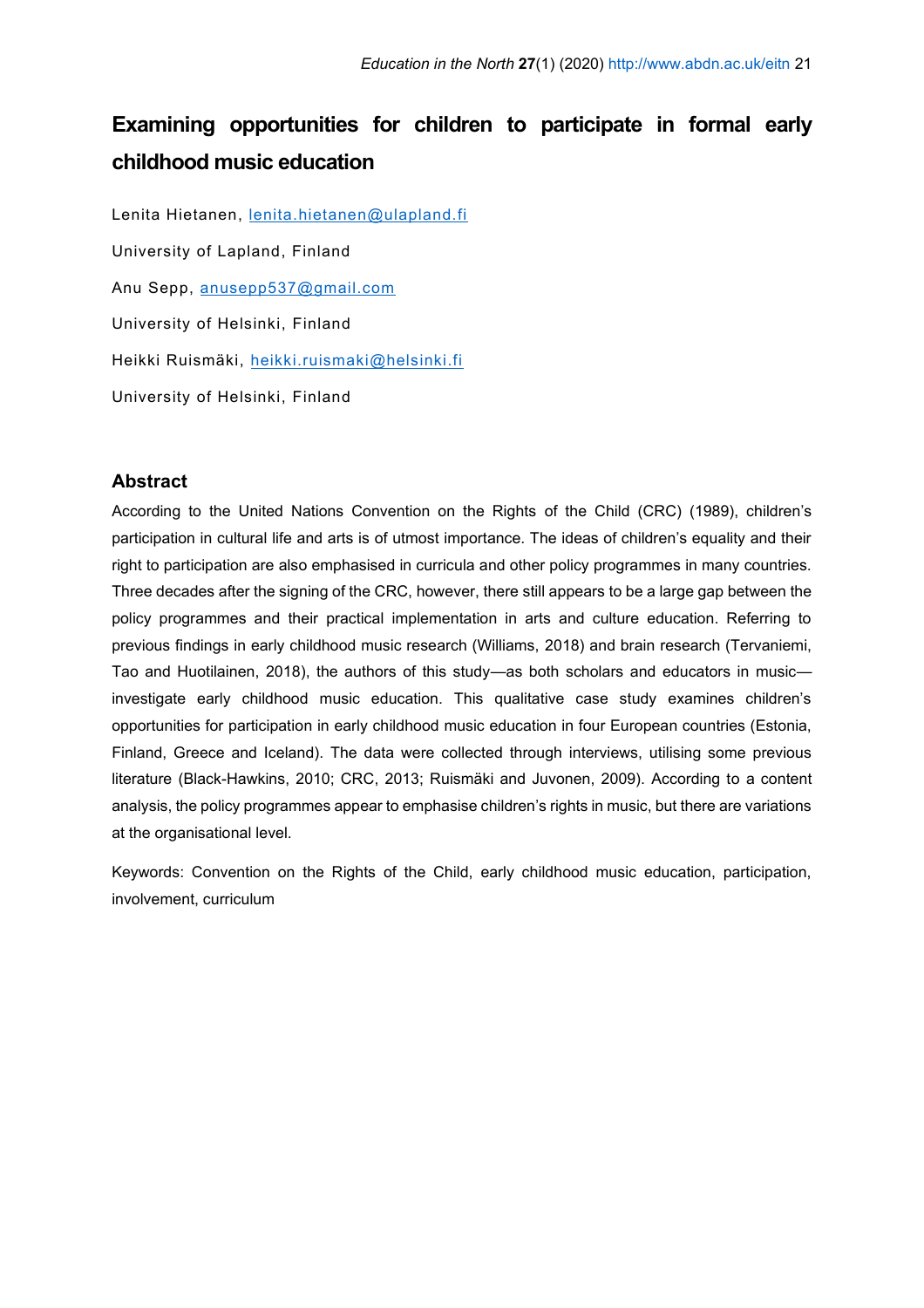# Examining opportunities for children to participate in formal early childhood music education

Lenita Hietanen, lenita.hietanen@ulapland.fi

University of Lapland, Finland

Anu Sepp, anusepp537@gmail.com

University of Helsinki, Finland

Heikki Ruismäki, heikki.ruismaki@helsinki.fi

University of Helsinki, Finland

## Abstract

According to the United Nations Convention on the Rights of the Child (CRC) (1989), children's participation in cultural life and arts is of utmost importance. The ideas of children's equality and their right to participation are also emphasised in curricula and other policy programmes in many countries. Three decades after the signing of the CRC, however, there still appears to be a large gap between the policy programmes and their practical implementation in arts and culture education. Referring to previous findings in early childhood music research (Williams, 2018) and brain research (Tervaniemi, Tao and Huotilainen, 2018), the authors of this study—as both scholars and educators in music—investigate early childhood music education. This qualitative case study examines children's opportunities for participation in early childhood music education in four European countries (Estonia, Finland, Greece and Iceland). The data were collected through interviews, utilising some previous literature (Black-Hawkins, 2010; CRC, 2013; Ruismäki and Juvonen, 2009). According to a content analysis, the policy programmes appear to emphasise children's rights in music, but there are variations at the organisational level.

Keywords: Convention on the Rights of the Child, early childhood music education, participation, involvement, curriculum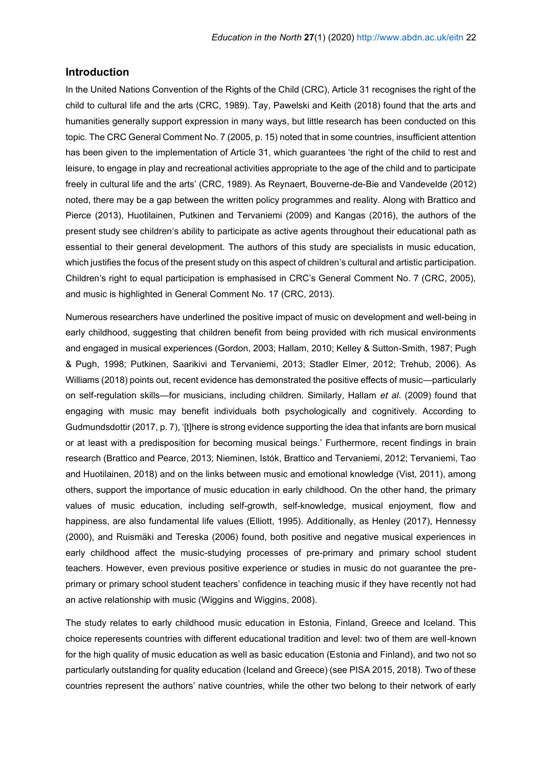## Introduction

In the United Nations Convention of the Rights of the Child (CRC), Article 31 recognises the right of the child to cultural life and the arts (CRC, 1989). Tay, Pawelski and Keith (2018) found that the arts and humanities generally support expression in many ways, but little research has been conducted on this topic. The CRC General Comment No. 7 (2005, p. 15) noted that in some countries, insufficient attention has been given to the implementation of Article 31, which guarantees 'the right of the child to rest and leisure, to engage in play and recreational activities appropriate to the age of the child and to participate freely in cultural life and the arts' (CRC, 1989). As Reynaert, Bouverne-de-Bie and Vandevelde (2012) noted, there may be a gap between the written policy programmes and reality. Along with Brattico and Pierce (2013), Huotilainen, Putkinen and Tervaniemi (2009) and Kangas (2016), the authors of the present study see children's ability to participate as active agents throughout their educational path as essential to their general development. The authors of this study are specialists in music education, which justifies the focus of the present study on this aspect of children's cultural and artistic participation. Children's right to equal participation is emphasised in CRC's General Comment No. 7 (CRC, 2005), and music is highlighted in General Comment No. 17 (CRC, 2013).

Numerous researchers have underlined the positive impact of music on development and well-being in early childhood, suggesting that children benefit from being provided with rich musical environments and engaged in musical experiences (Gordon, 2003; Hallam, 2010; Kelley & Sutton-Smith, 1987; Pugh & Pugh, 1998; Putkinen, Saarikivi and Tervaniemi, 2013; Stadler Elmer, 2012; Trehub, 2006). As Williams (2018) points out, recent evidence has demonstrated the positive effects of music—particularly on self-regulation skills—for musicians, including children. Similarly, Hallam *et al*. (2009) found that engaging with music may benefit individuals both psychologically and cognitively. According to Gudmundsdottir (2017, p. 7), '[t]here is strong evidence supporting the idea that infants are born musical or at least with a predisposition for becoming musical beings.' Furthermore, recent findings in brain research (Brattico and Pearce, 2013; Nieminen, Istók, Brattico and Tervaniemi, 2012; Tervaniemi, Tao and Huotilainen, 2018) and on the links between music and emotional knowledge (Vist, 2011), among others, support the importance of music education in early childhood. On the other hand, the primary values of music education, including self-growth, self-knowledge, musical enjoyment, flow and happiness, are also fundamental life values (Elliott, 1995). Additionally, as Henley (2017), Hennessy (2000), and Ruismäki and Tereska (2006) found, both positive and negative musical experiences in early childhood affect the music-studying processes of pre-primary and primary school student teachers. However, even previous positive experience or studies in music do not guarantee the pre-primary or primary school student teachers' confidence in teaching music if they have recently not had an active relationship with music (Wiggins and Wiggins, 2008).

The study relates to early childhood music education in Estonia, Finland, Greece and Iceland. This choice reperesents countries with different educational tradition and level: two of them are well-known for the high quality of music education as well as basic education (Estonia and Finland), and two not so particularly outstanding for quality education (Iceland and Greece) (see PISA 2015, 2018). Two of these countries represent the authors' native countries, while the other two belong to their network of early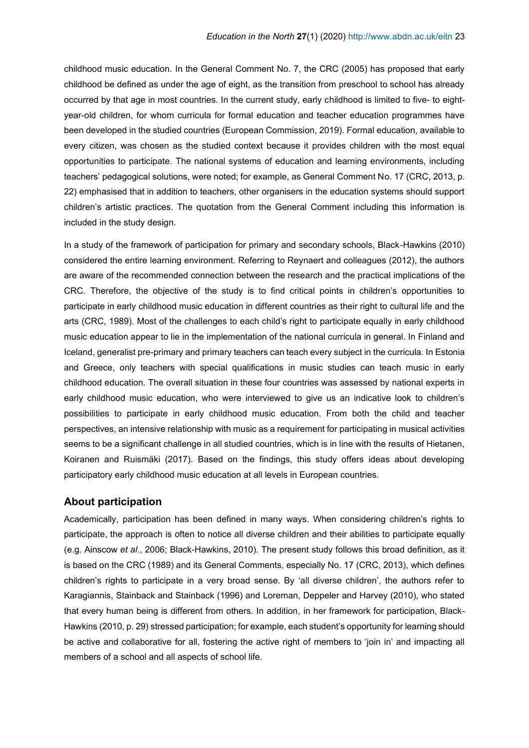childhood music education. In the General Comment No. 7, the CRC (2005) has proposed that early childhood be defined as under the age of eight, as the transition from preschool to school has already occurred by that age in most countries. In the current study, early childhood is limited to five- to eight-year-old children, for whom curricula for formal education and teacher education programmes have been developed in the studied countries (European Commission, 2019). Formal education, available to every citizen, was chosen as the studied context because it provides children with the most equal opportunities to participate. The national systems of education and learning environments, including teachers' pedagogical solutions, were noted; for example, as General Comment No. 17 (CRC, 2013, p. 22) emphasised that in addition to teachers, other organisers in the education systems should support children's artistic practices. The quotation from the General Comment including this information is included in the study design.

In a study of the framework of participation for primary and secondary schools, Black-Hawkins (2010) considered the entire learning environment. Referring to Reynaert and colleagues (2012), the authors are aware of the recommended connection between the research and the practical implications of the CRC. Therefore, the objective of the study is to find critical points in children's opportunities to participate in early childhood music education in different countries as their right to cultural life and the arts (CRC, 1989). Most of the challenges to each child's right to participate equally in early childhood music education appear to lie in the implementation of the national curricula in general. In Finland and Iceland, generalist pre-primary and primary teachers can teach every subject in the curricula. In Estonia and Greece, only teachers with special qualifications in music studies can teach music in early childhood education. The overall situation in these four countries was assessed by national experts in early childhood music education, who were interviewed to give us an indicative look to children's possibilities to participate in early childhood music education. From both the child and teacher perspectives, an intensive relationship with music as a requirement for participating in musical activities seems to be a significant challenge in all studied countries, which is in line with the results of Hietanen, Koiranen and Ruismäki (2017). Based on the findings, this study offers ideas about developing participatory early childhood music education at all levels in European countries.

## About participation

Academically, participation has been defined in many ways. When considering children's rights to participate, the approach is often to notice all diverse children and their abilities to participate equally (e.g. Ainscow *et al*., 2006; Black-Hawkins, 2010). The present study follows this broad definition, as it is based on the CRC (1989) and its General Comments, especially No. 17 (CRC, 2013), which defines children's rights to participate in a very broad sense. By 'all diverse children', the authors refer to Karagiannis, Stainback and Stainback (1996) and Loreman, Deppeler and Harvey (2010), who stated that every human being is different from others. In addition, in her framework for participation, Black-Hawkins (2010, p. 29) stressed participation; for example, each student's opportunity for learning should be active and collaborative for all, fostering the active right of members to 'join in' and impacting all members of a school and all aspects of school life.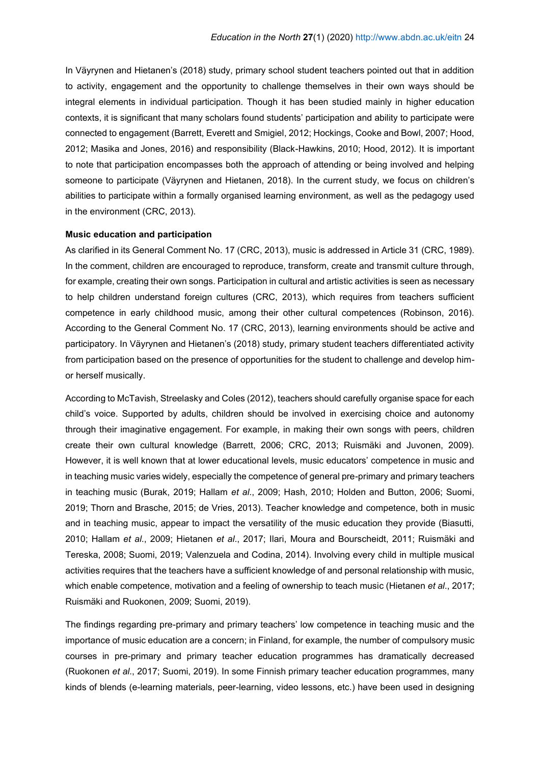In Väyrynen and Hietanen's (2018) study, primary school student teachers pointed out that in addition to activity, engagement and the opportunity to challenge themselves in their own ways should be integral elements in individual participation. Though it has been studied mainly in higher education contexts, it is significant that many scholars found students' participation and ability to participate were connected to engagement (Barrett, Everett and Smigiel, 2012; Hockings, Cooke and Bowl, 2007; Hood, 2012; Masika and Jones, 2016) and responsibility (Black-Hawkins, 2010; Hood, 2012). It is important to note that participation encompasses both the approach of attending or being involved and helping someone to participate (Väyrynen and Hietanen, 2018). In the current study, we focus on children's abilities to participate within a formally organised learning environment, as well as the pedagogy used in the environment (CRC, 2013).

**Music education and participation**

As clarified in its General Comment No. 17 (CRC, 2013), music is addressed in Article 31 (CRC, 1989). In the comment, children are encouraged to reproduce, transform, create and transmit culture through, for example, creating their own songs. Participation in cultural and artistic activities is seen as necessary to help children understand foreign cultures (CRC, 2013), which requires from teachers sufficient competence in early childhood music, among their other cultural competences (Robinson, 2016). According to the General Comment No. 17 (CRC, 2013), learning environments should be active and participatory. In Väyrynen and Hietanen's (2018) study, primary student teachers differentiated activity from participation based on the presence of opportunities for the student to challenge and develop him- or herself musically.

According to McTavish, Streelasky and Coles (2012), teachers should carefully organise space for each child's voice. Supported by adults, children should be involved in exercising choice and autonomy through their imaginative engagement. For example, in making their own songs with peers, children create their own cultural knowledge (Barrett, 2006; CRC, 2013; Ruismäki and Juvonen, 2009). However, it is well known that at lower educational levels, music educators' competence in music and in teaching music varies widely, especially the competence of general pre-primary and primary teachers in teaching music (Burak, 2019; Hallam *et al*., 2009; Hash, 2010; Holden and Button, 2006; Suomi, 2019; Thorn and Brasche, 2015; de Vries, 2013). Teacher knowledge and competence, both in music and in teaching music, appear to impact the versatility of the music education they provide (Biasutti, 2010; Hallam *et al*., 2009; Hietanen *et al*., 2017; Ilari, Moura and Bourscheidt, 2011; Ruismäki and Tereska, 2008; Suomi, 2019; Valenzuela and Codina, 2014). Involving every child in multiple musical activities requires that the teachers have a sufficient knowledge of and personal relationship with music, which enable competence, motivation and a feeling of ownership to teach music (Hietanen *et al*., 2017; Ruismäki and Ruokonen, 2009; Suomi, 2019).

The findings regarding pre-primary and primary teachers' low competence in teaching music and the importance of music education are a concern; in Finland, for example, the number of compulsory music courses in pre-primary and primary teacher education programmes has dramatically decreased (Ruokonen *et al*., 2017; Suomi, 2019). In some Finnish primary teacher education programmes, many kinds of blends (e-learning materials, peer-learning, video lessons, etc.) have been used in designing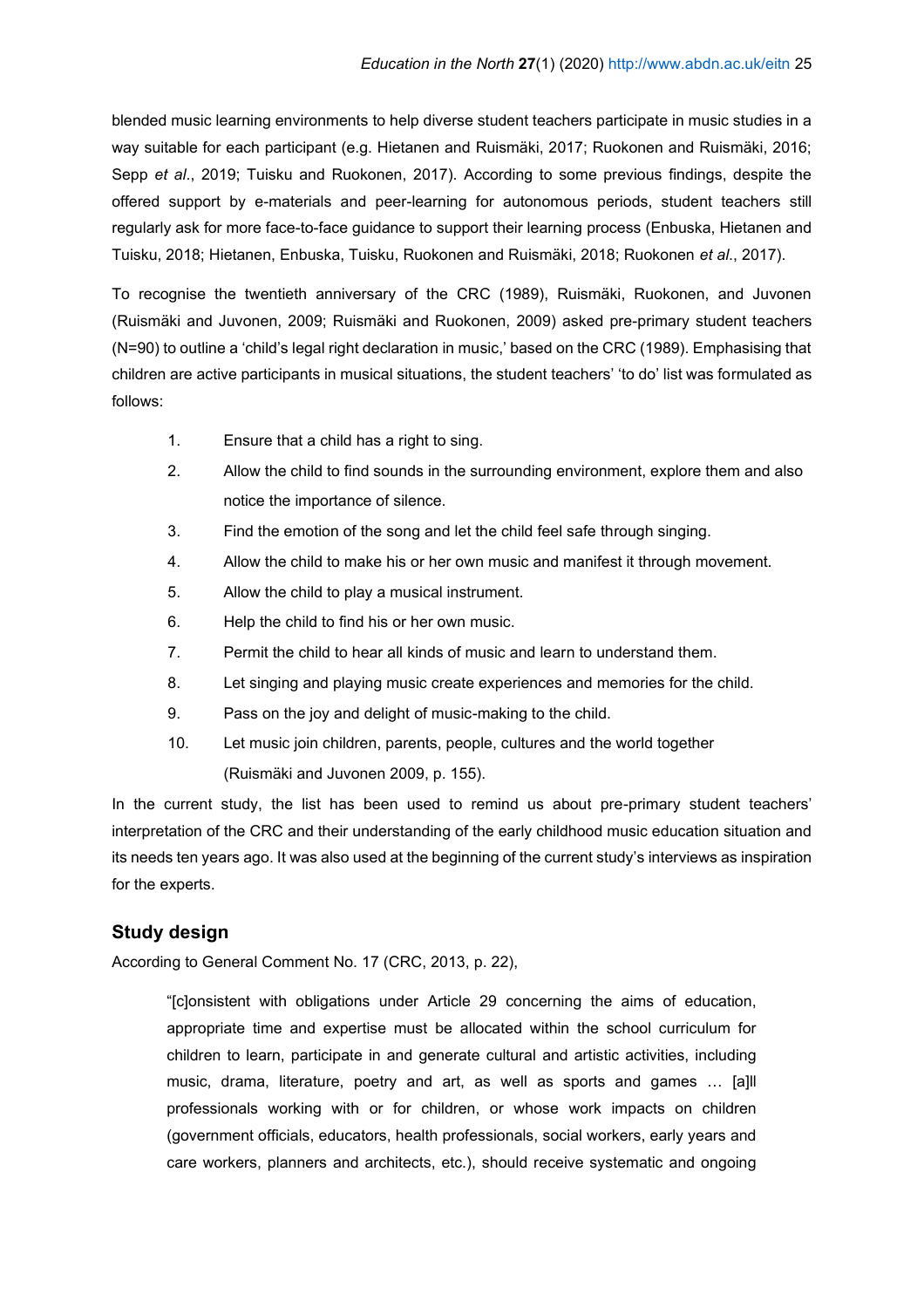blended music learning environments to help diverse student teachers participate in music studies in a way suitable for each participant (e.g. Hietanen and Ruismäki, 2017; Ruokonen and Ruismäki, 2016; Sepp *et al*., 2019; Tuisku and Ruokonen, 2017). According to some previous findings, despite the offered support by e-materials and peer-learning for autonomous periods, student teachers still regularly ask for more face-to-face guidance to support their learning process (Enbuska, Hietanen and Tuisku, 2018; Hietanen, Enbuska, Tuisku, Ruokonen and Ruismäki, 2018; Ruokonen *et al*., 2017).

To recognise the twentieth anniversary of the CRC (1989), Ruismäki, Ruokonen, and Juvonen (Ruismäki and Juvonen, 2009; Ruismäki and Ruokonen, 2009) asked pre-primary student teachers (N=90) to outline a 'child's legal right declaration in music,' based on the CRC (1989). Emphasising that children are active participants in musical situations, the student teachers' 'to do' list was formulated as follows:

1. Ensure that a child has a right to sing.
2. Allow the child to find sounds in the surrounding environment, explore them and also notice the importance of silence.
3. Find the emotion of the song and let the child feel safe through singing.
4. Allow the child to make his or her own music and manifest it through movement.
5. Allow the child to play a musical instrument.
6. Help the child to find his or her own music.
7. Permit the child to hear all kinds of music and learn to understand them.
8. Let singing and playing music create experiences and memories for the child.
9. Pass on the joy and delight of music-making to the child.
10. Let music join children, parents, people, cultures and the world together (Ruismäki and Juvonen 2009, p. 155).

In the current study, the list has been used to remind us about pre-primary student teachers' interpretation of the CRC and their understanding of the early childhood music education situation and its needs ten years ago. It was also used at the beginning of the current study's interviews as inspiration for the experts.

## Study design

According to General Comment No. 17 (CRC, 2013, p. 22),

> "[c]onsistent with obligations under Article 29 concerning the aims of education, appropriate time and expertise must be allocated within the school curriculum for children to learn, participate in and generate cultural and artistic activities, including music, drama, literature, poetry and art, as well as sports and games … [a]ll professionals working with or for children, or whose work impacts on children (government officials, educators, health professionals, social workers, early years and care workers, planners and architects, etc.), should receive systematic and ongoing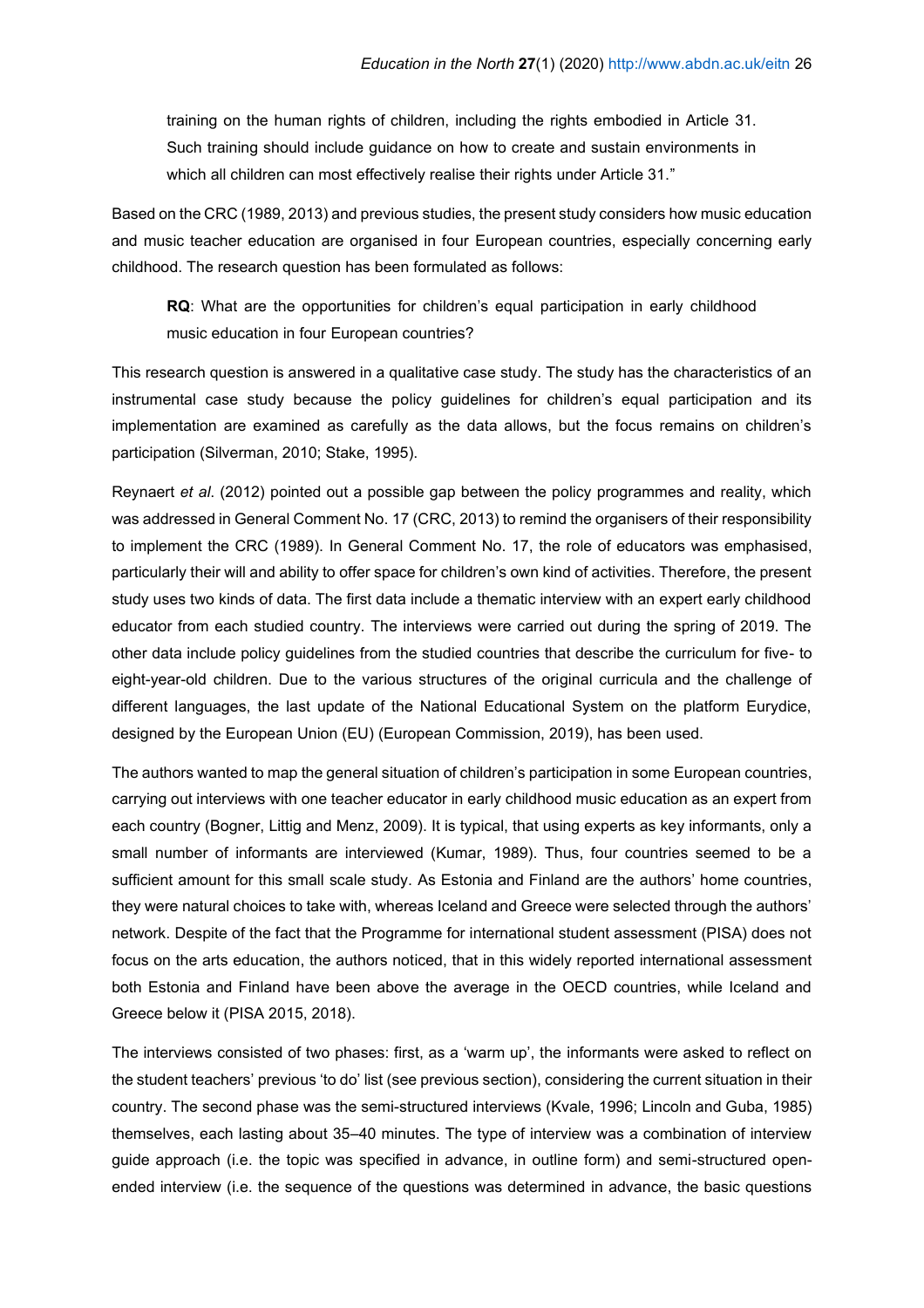training on the human rights of children, including the rights embodied in Article 31. Such training should include guidance on how to create and sustain environments in which all children can most effectively realise their rights under Article 31."

Based on the CRC (1989, 2013) and previous studies, the present study considers how music education and music teacher education are organised in four European countries, especially concerning early childhood. The research question has been formulated as follows:

> **RQ**: What are the opportunities for children's equal participation in early childhood music education in four European countries?

This research question is answered in a qualitative case study. The study has the characteristics of an instrumental case study because the policy guidelines for children's equal participation and its implementation are examined as carefully as the data allows, but the focus remains on children's participation (Silverman, 2010; Stake, 1995).

Reynaert *et al*. (2012) pointed out a possible gap between the policy programmes and reality, which was addressed in General Comment No. 17 (CRC, 2013) to remind the organisers of their responsibility to implement the CRC (1989). In General Comment No. 17, the role of educators was emphasised, particularly their will and ability to offer space for children's own kind of activities. Therefore, the present study uses two kinds of data. The first data include a thematic interview with an expert early childhood educator from each studied country. The interviews were carried out during the spring of 2019. The other data include policy guidelines from the studied countries that describe the curriculum for five- to eight-year-old children. Due to the various structures of the original curricula and the challenge of different languages, the last update of the National Educational System on the platform Eurydice, designed by the European Union (EU) (European Commission, 2019), has been used.

The authors wanted to map the general situation of children's participation in some European countries, carrying out interviews with one teacher educator in early childhood music education as an expert from each country (Bogner, Littig and Menz, 2009). It is typical, that using experts as key informants, only a small number of informants are interviewed (Kumar, 1989). Thus, four countries seemed to be a sufficient amount for this small scale study. As Estonia and Finland are the authors' home countries, they were natural choices to take with, whereas Iceland and Greece were selected through the authors' network. Despite of the fact that the Programme for international student assessment (PISA) does not focus on the arts education, the authors noticed, that in this widely reported international assessment both Estonia and Finland have been above the average in the OECD countries, while Iceland and Greece below it (PISA 2015, 2018).

The interviews consisted of two phases: first, as a 'warm up', the informants were asked to reflect on the student teachers' previous 'to do' list (see previous section), considering the current situation in their country. The second phase was the semi-structured interviews (Kvale, 1996; Lincoln and Guba, 1985) themselves, each lasting about 35–40 minutes. The type of interview was a combination of interview guide approach (i.e. the topic was specified in advance, in outline form) and semi-structured open-ended interview (i.e. the sequence of the questions was determined in advance, the basic questions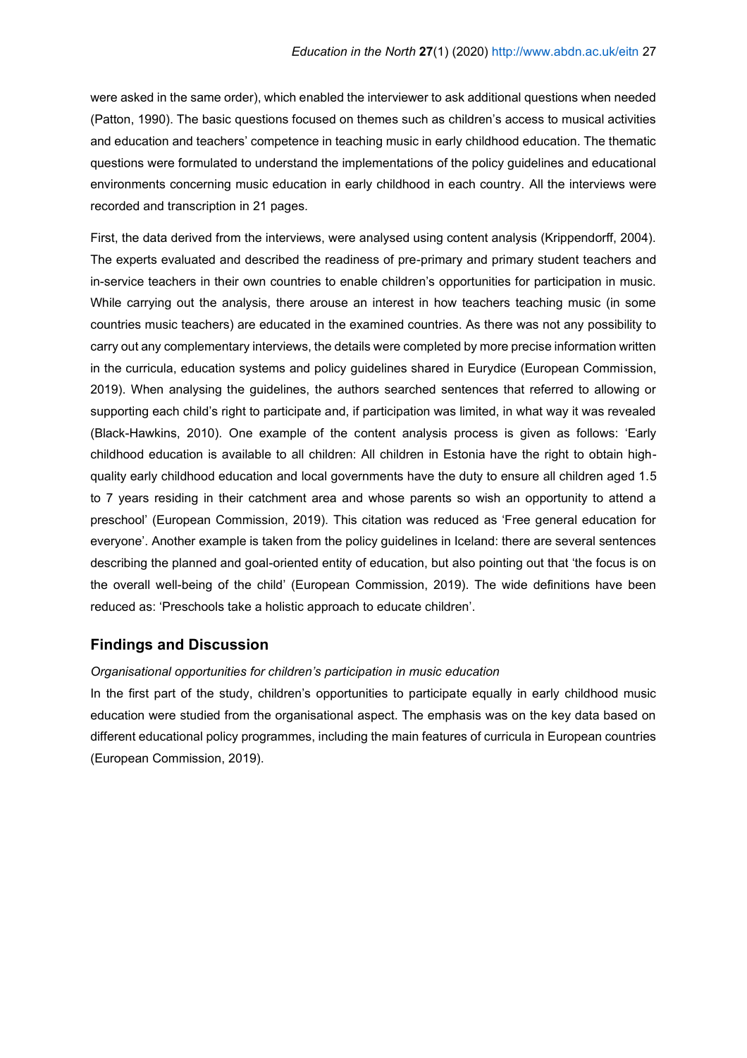were asked in the same order), which enabled the interviewer to ask additional questions when needed (Patton, 1990). The basic questions focused on themes such as children's access to musical activities and education and teachers' competence in teaching music in early childhood education. The thematic questions were formulated to understand the implementations of the policy guidelines and educational environments concerning music education in early childhood in each country. All the interviews were recorded and transcription in 21 pages.

First, the data derived from the interviews, were analysed using content analysis (Krippendorff, 2004). The experts evaluated and described the readiness of pre-primary and primary student teachers and in-service teachers in their own countries to enable children's opportunities for participation in music. While carrying out the analysis, there arouse an interest in how teachers teaching music (in some countries music teachers) are educated in the examined countries. As there was not any possibility to carry out any complementary interviews, the details were completed by more precise information written in the curricula, education systems and policy guidelines shared in Eurydice (European Commission, 2019). When analysing the guidelines, the authors searched sentences that referred to allowing or supporting each child's right to participate and, if participation was limited, in what way it was revealed (Black-Hawkins, 2010). One example of the content analysis process is given as follows: 'Early childhood education is available to all children: All children in Estonia have the right to obtain high-quality early childhood education and local governments have the duty to ensure all children aged 1.5 to 7 years residing in their catchment area and whose parents so wish an opportunity to attend a preschool' (European Commission, 2019). This citation was reduced as 'Free general education for everyone'. Another example is taken from the policy guidelines in Iceland: there are several sentences describing the planned and goal-oriented entity of education, but also pointing out that 'the focus is on the overall well-being of the child' (European Commission, 2019). The wide definitions have been reduced as: 'Preschools take a holistic approach to educate children'.

## Findings and Discussion

*Organisational opportunities for children's participation in music education*

In the first part of the study, children's opportunities to participate equally in early childhood music education were studied from the organisational aspect. The emphasis was on the key data based on different educational policy programmes, including the main features of curricula in European countries (European Commission, 2019).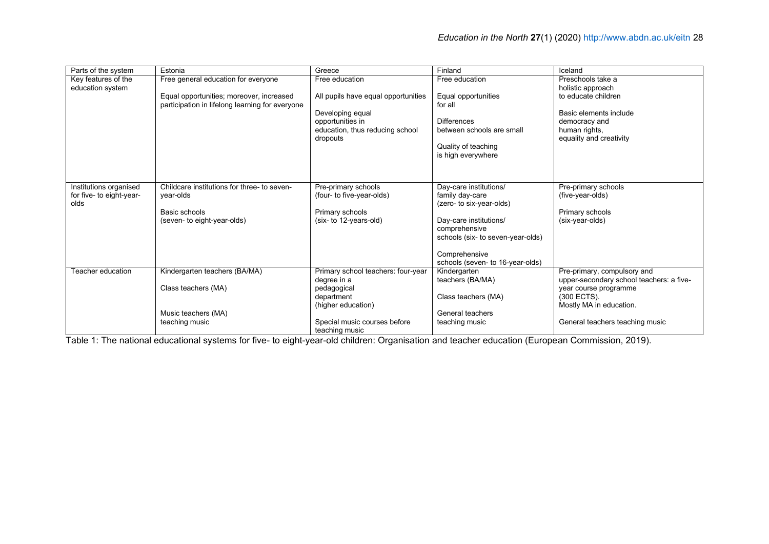| Parts of the system | Estonia | Greece | Finland | Iceland |
|---|---|---|---|---|
| Key features of the education system | Free general education for everyone<br><br>Equal opportunities; moreover, increased participation in lifelong learning for everyone | Free education<br><br>All pupils have equal opportunities<br><br>Developing equal opportunities in education, thus reducing school dropouts | Free education<br><br>Equal opportunities for all<br><br>Differences between schools are small<br><br>Quality of teaching is high everywhere | Preschools take a holistic approach to educate children<br><br>Basic elements include democracy and human rights, equality and creativity |
| Institutions organised for five- to eight-year-olds | Childcare institutions for three- to seven-year-olds<br><br>Basic schools (seven- to eight-year-olds) | Pre-primary schools (four- to five-year-olds)<br><br>Primary schools (six- to 12-years-old) | Day-care institutions/ family day-care (zero- to six-year-olds)<br><br>Day-care institutions/ comprehensive schools (six- to seven-year-olds)<br><br>Comprehensive schools (seven- to 16-year-olds) | Pre-primary schools (five-year-olds)<br><br>Primary schools (six-year-olds) |
| Teacher education | Kindergarten teachers (BA/MA)<br><br>Class teachers (MA)<br><br>Music teachers (MA) teaching music | Primary school teachers: four-year degree in a pedagogical department (higher education)<br><br>Special music courses before teaching music | Kindergarten teachers (BA/MA)<br><br>Class teachers (MA)<br><br>General teachers teaching music | Pre-primary, compulsory and upper-secondary school teachers: a five-year course programme (300 ECTS). Mostly MA in education.<br><br>General teachers teaching music |

Table 1: The national educational systems for five- to eight-year-old children: Organisation and teacher education (European Commission, 2019).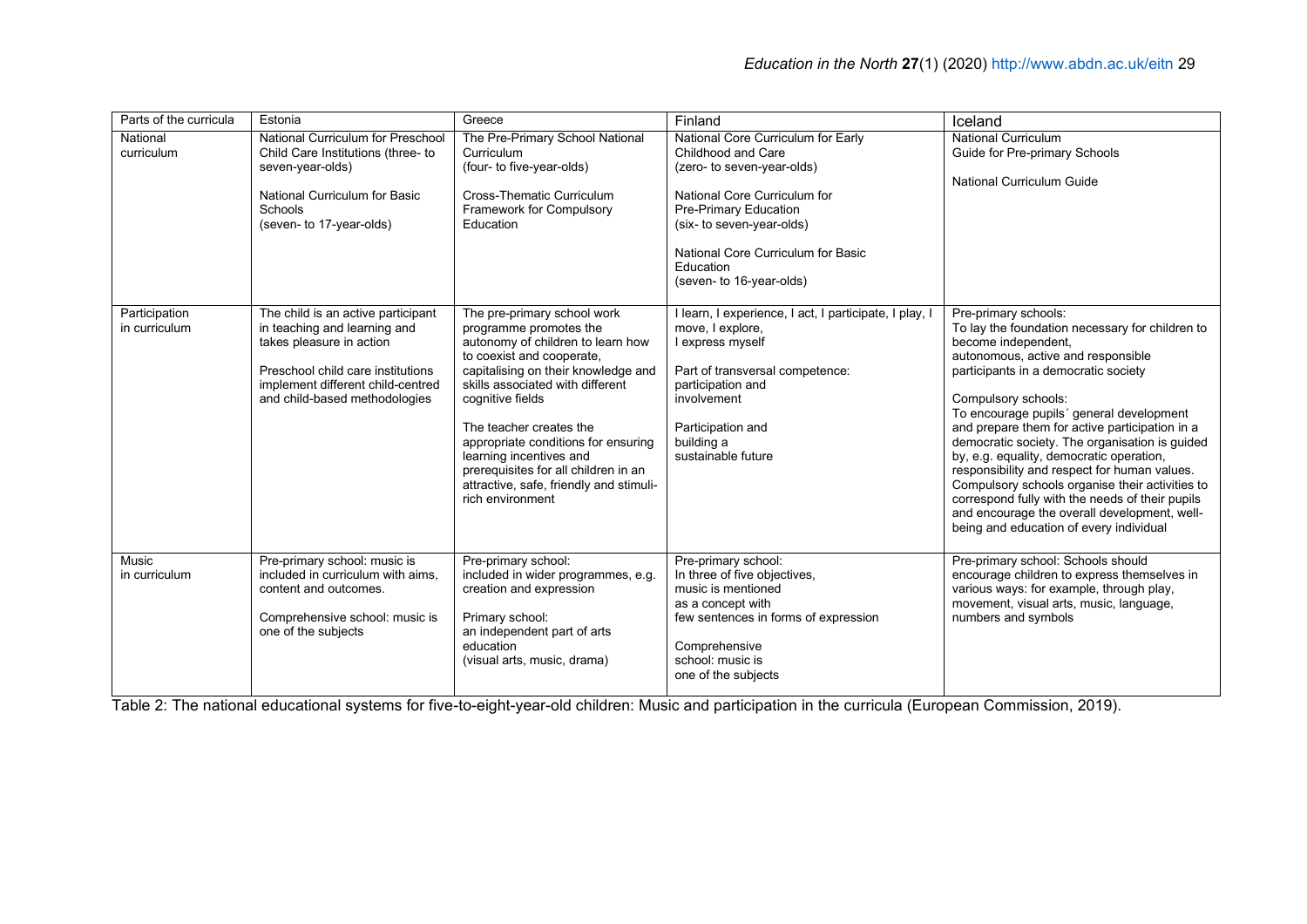| Parts of the curricula | Estonia | Greece | Finland | Iceland |
|---|---|---|---|---|
| National curriculum | National Curriculum for Preschool Child Care Institutions (three- to seven-year-olds)<br><br>National Curriculum for Basic Schools (seven- to 17-year-olds) | The Pre-Primary School National Curriculum (four- to five-year-olds)<br><br>Cross-Thematic Curriculum Framework for Compulsory Education | National Core Curriculum for Early Childhood and Care (zero- to seven-year-olds)<br><br>National Core Curriculum for Pre-Primary Education (six- to seven-year-olds)<br><br>National Core Curriculum for Basic Education (seven- to 16-year-olds) | National Curriculum Guide for Pre-primary Schools<br><br>National Curriculum Guide |
| Participation in curriculum | The child is an active participant in teaching and learning and takes pleasure in action<br><br>Preschool child care institutions implement different child-centred and child-based methodologies | The pre-primary school work programme promotes the autonomy of children to learn how to coexist and cooperate, capitalising on their knowledge and skills associated with different cognitive fields<br><br>The teacher creates the appropriate conditions for ensuring learning incentives and prerequisites for all children in an attractive, safe, friendly and stimuli-rich environment | I learn, I experience, I act, I participate, I play, I move, I explore, I express myself<br><br>Part of transversal competence: participation and involvement<br><br>Participation and building a sustainable future | Pre-primary schools: To lay the foundation necessary for children to become independent, autonomous, active and responsible participants in a democratic society<br><br>Compulsory schools: To encourage pupils´ general development and prepare them for active participation in a democratic society. The organisation is guided by, e.g. equality, democratic operation, responsibility and respect for human values. Compulsory schools organise their activities to correspond fully with the needs of their pupils and encourage the overall development, well-being and education of every individual |
| Music in curriculum | Pre-primary school: music is included in curriculum with aims, content and outcomes.<br><br>Comprehensive school: music is one of the subjects | Pre-primary school: included in wider programmes, e.g. creation and expression<br><br>Primary school: an independent part of arts education (visual arts, music, drama) | Pre-primary school: In three of five objectives, music is mentioned as a concept with few sentences in forms of expression<br><br>Comprehensive school: music is one of the subjects | Pre-primary school: Schools should encourage children to express themselves in various ways: for example, through play, movement, visual arts, music, language, numbers and symbols |

Table 2: The national educational systems for five-to-eight-year-old children: Music and participation in the curricula (European Commission, 2019).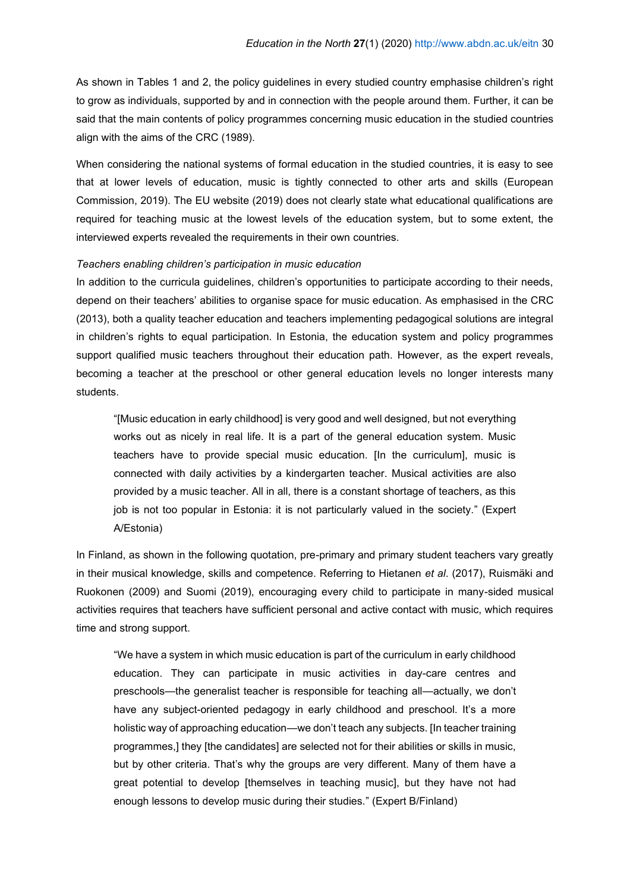As shown in Tables 1 and 2, the policy guidelines in every studied country emphasise children's right to grow as individuals, supported by and in connection with the people around them. Further, it can be said that the main contents of policy programmes concerning music education in the studied countries align with the aims of the CRC (1989).

When considering the national systems of formal education in the studied countries, it is easy to see that at lower levels of education, music is tightly connected to other arts and skills (European Commission, 2019). The EU website (2019) does not clearly state what educational qualifications are required for teaching music at the lowest levels of the education system, but to some extent, the interviewed experts revealed the requirements in their own countries.

*Teachers enabling children's participation in music education*

In addition to the curricula guidelines, children's opportunities to participate according to their needs, depend on their teachers' abilities to organise space for music education. As emphasised in the CRC (2013), both a quality teacher education and teachers implementing pedagogical solutions are integral in children's rights to equal participation. In Estonia, the education system and policy programmes support qualified music teachers throughout their education path. However, as the expert reveals, becoming a teacher at the preschool or other general education levels no longer interests many students.

> "[Music education in early childhood] is very good and well designed, but not everything works out as nicely in real life. It is a part of the general education system. Music teachers have to provide special music education. [In the curriculum], music is connected with daily activities by a kindergarten teacher. Musical activities are also provided by a music teacher. All in all, there is a constant shortage of teachers, as this job is not too popular in Estonia: it is not particularly valued in the society." (Expert A/Estonia)

In Finland, as shown in the following quotation, pre-primary and primary student teachers vary greatly in their musical knowledge, skills and competence. Referring to Hietanen *et al*. (2017), Ruismäki and Ruokonen (2009) and Suomi (2019), encouraging every child to participate in many-sided musical activities requires that teachers have sufficient personal and active contact with music, which requires time and strong support.

> "We have a system in which music education is part of the curriculum in early childhood education. They can participate in music activities in day-care centres and preschools—the generalist teacher is responsible for teaching all—actually, we don't have any subject-oriented pedagogy in early childhood and preschool. It's a more holistic way of approaching education—we don't teach any subjects. [In teacher training programmes,] they [the candidates] are selected not for their abilities or skills in music, but by other criteria. That's why the groups are very different. Many of them have a great potential to develop [themselves in teaching music], but they have not had enough lessons to develop music during their studies." (Expert B/Finland)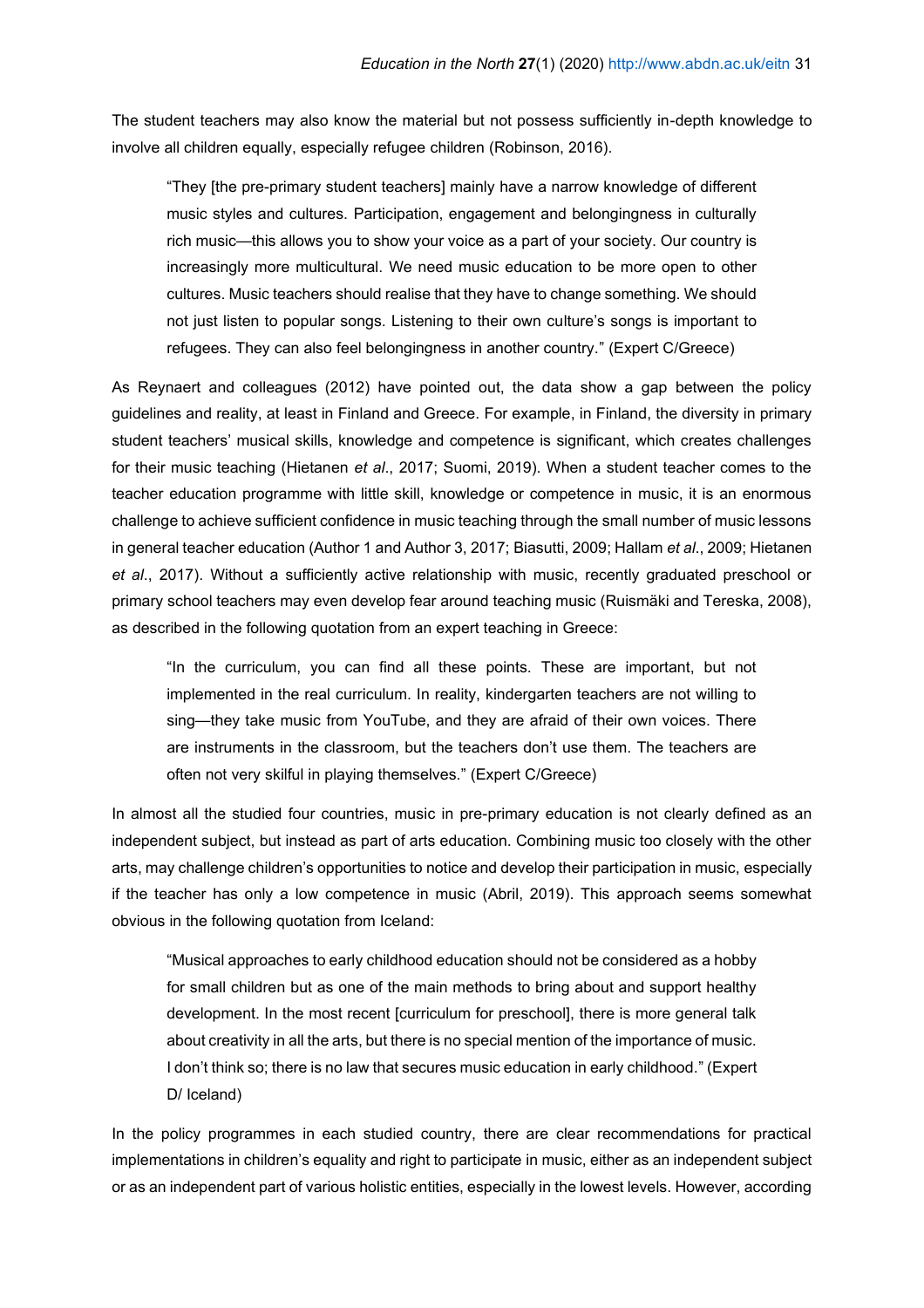The student teachers may also know the material but not possess sufficiently in-depth knowledge to involve all children equally, especially refugee children (Robinson, 2016).

> "They [the pre-primary student teachers] mainly have a narrow knowledge of different music styles and cultures. Participation, engagement and belongingness in culturally rich music—this allows you to show your voice as a part of your society. Our country is increasingly more multicultural. We need music education to be more open to other cultures. Music teachers should realise that they have to change something. We should not just listen to popular songs. Listening to their own culture's songs is important to refugees. They can also feel belongingness in another country." (Expert C/Greece)

As Reynaert and colleagues (2012) have pointed out, the data show a gap between the policy guidelines and reality, at least in Finland and Greece. For example, in Finland, the diversity in primary student teachers' musical skills, knowledge and competence is significant, which creates challenges for their music teaching (Hietanen *et al*., 2017; Suomi, 2019). When a student teacher comes to the teacher education programme with little skill, knowledge or competence in music, it is an enormous challenge to achieve sufficient confidence in music teaching through the small number of music lessons in general teacher education (Author 1 and Author 3, 2017; Biasutti, 2009; Hallam *et al*., 2009; Hietanen *et al*., 2017). Without a sufficiently active relationship with music, recently graduated preschool or primary school teachers may even develop fear around teaching music (Ruismäki and Tereska, 2008), as described in the following quotation from an expert teaching in Greece:

> "In the curriculum, you can find all these points. These are important, but not implemented in the real curriculum. In reality, kindergarten teachers are not willing to sing—they take music from YouTube, and they are afraid of their own voices. There are instruments in the classroom, but the teachers don't use them. The teachers are often not very skilful in playing themselves." (Expert C/Greece)

In almost all the studied four countries, music in pre-primary education is not clearly defined as an independent subject, but instead as part of arts education. Combining music too closely with the other arts, may challenge children's opportunities to notice and develop their participation in music, especially if the teacher has only a low competence in music (Abril, 2019). This approach seems somewhat obvious in the following quotation from Iceland:

> "Musical approaches to early childhood education should not be considered as a hobby for small children but as one of the main methods to bring about and support healthy development. In the most recent [curriculum for preschool], there is more general talk about creativity in all the arts, but there is no special mention of the importance of music. I don't think so; there is no law that secures music education in early childhood." (Expert D/ Iceland)

In the policy programmes in each studied country, there are clear recommendations for practical implementations in children's equality and right to participate in music, either as an independent subject or as an independent part of various holistic entities, especially in the lowest levels. However, according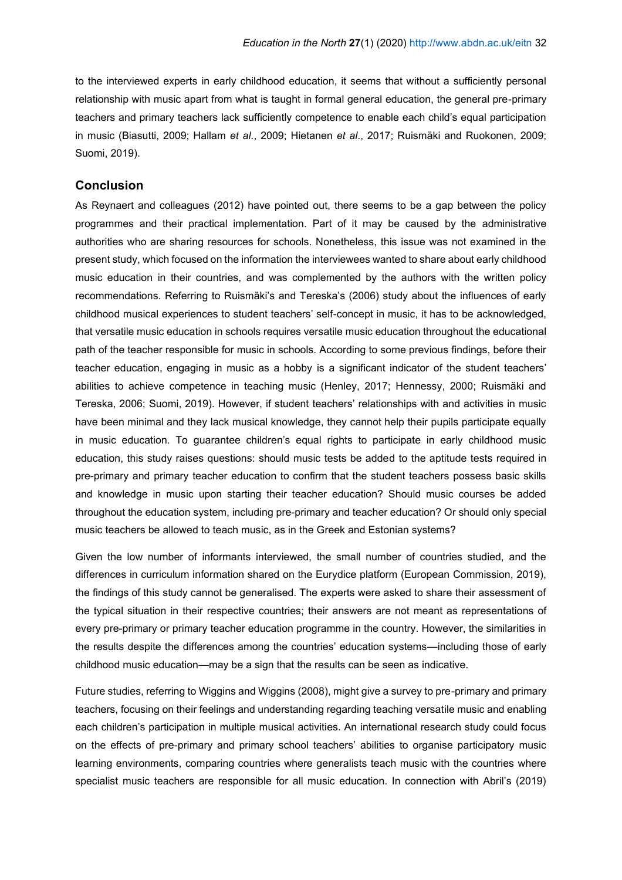to the interviewed experts in early childhood education, it seems that without a sufficiently personal relationship with music apart from what is taught in formal general education, the general pre-primary teachers and primary teachers lack sufficiently competence to enable each child's equal participation in music (Biasutti, 2009; Hallam *et al*., 2009; Hietanen *et al*., 2017; Ruismäki and Ruokonen, 2009; Suomi, 2019).

## Conclusion

As Reynaert and colleagues (2012) have pointed out, there seems to be a gap between the policy programmes and their practical implementation. Part of it may be caused by the administrative authorities who are sharing resources for schools. Nonetheless, this issue was not examined in the present study, which focused on the information the interviewees wanted to share about early childhood music education in their countries, and was complemented by the authors with the written policy recommendations. Referring to Ruismäki's and Tereska's (2006) study about the influences of early childhood musical experiences to student teachers' self-concept in music, it has to be acknowledged, that versatile music education in schools requires versatile music education throughout the educational path of the teacher responsible for music in schools. According to some previous findings, before their teacher education, engaging in music as a hobby is a significant indicator of the student teachers' abilities to achieve competence in teaching music (Henley, 2017; Hennessy, 2000; Ruismäki and Tereska, 2006; Suomi, 2019). However, if student teachers' relationships with and activities in music have been minimal and they lack musical knowledge, they cannot help their pupils participate equally in music education. To guarantee children's equal rights to participate in early childhood music education, this study raises questions: should music tests be added to the aptitude tests required in pre-primary and primary teacher education to confirm that the student teachers possess basic skills and knowledge in music upon starting their teacher education? Should music courses be added throughout the education system, including pre-primary and teacher education? Or should only special music teachers be allowed to teach music, as in the Greek and Estonian systems?

Given the low number of informants interviewed, the small number of countries studied, and the differences in curriculum information shared on the Eurydice platform (European Commission, 2019), the findings of this study cannot be generalised. The experts were asked to share their assessment of the typical situation in their respective countries; their answers are not meant as representations of every pre-primary or primary teacher education programme in the country. However, the similarities in the results despite the differences among the countries' education systems—including those of early childhood music education—may be a sign that the results can be seen as indicative.

Future studies, referring to Wiggins and Wiggins (2008), might give a survey to pre-primary and primary teachers, focusing on their feelings and understanding regarding teaching versatile music and enabling each children's participation in multiple musical activities. An international research study could focus on the effects of pre-primary and primary school teachers' abilities to organise participatory music learning environments, comparing countries where generalists teach music with the countries where specialist music teachers are responsible for all music education. In connection with Abril's (2019)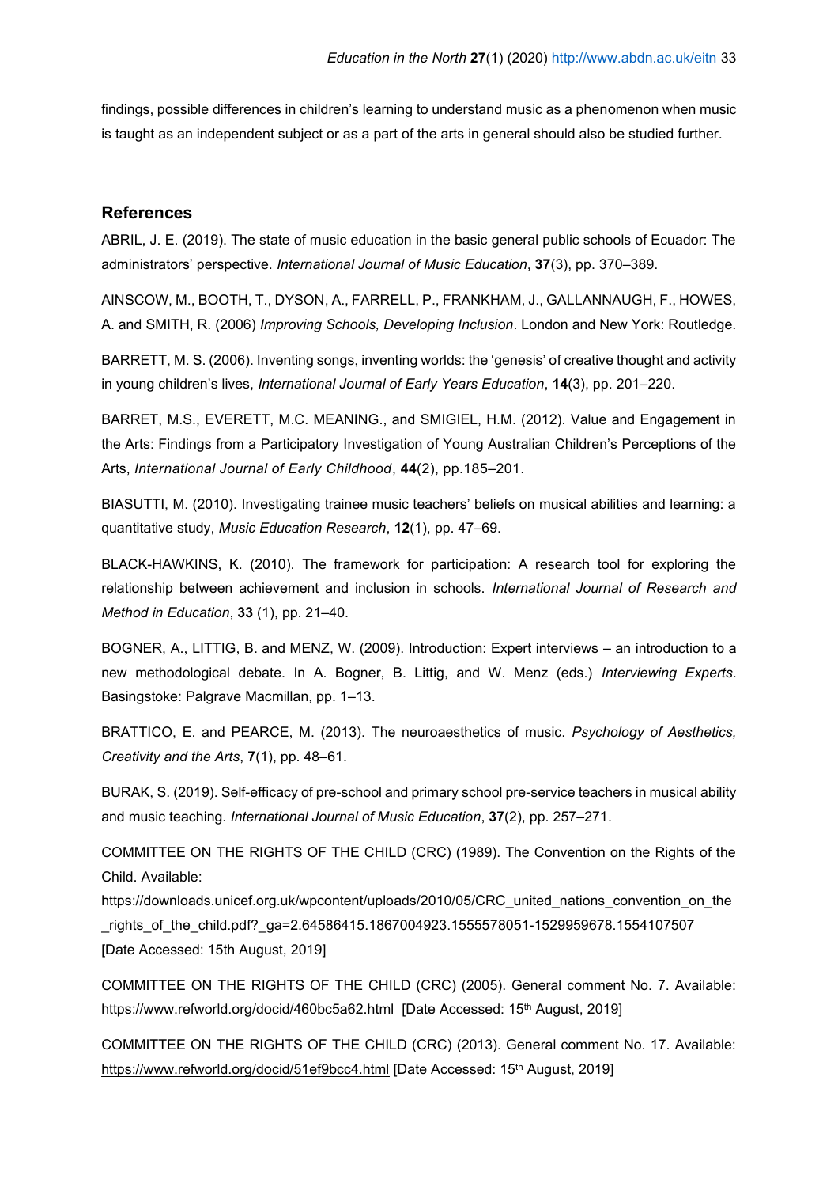findings, possible differences in children's learning to understand music as a phenomenon when music is taught as an independent subject or as a part of the arts in general should also be studied further.

## References

ABRIL, J. E. (2019). The state of music education in the basic general public schools of Ecuador: The administrators' perspective. *International Journal of Music Education*, **37**(3), pp. 370–389.

AINSCOW, M., BOOTH, T., DYSON, A., FARRELL, P., FRANKHAM, J., GALLANNAUGH, F., HOWES, A. and SMITH, R. (2006) *Improving Schools, Developing Inclusion*. London and New York: Routledge.

BARRETT, M. S. (2006). Inventing songs, inventing worlds: the 'genesis' of creative thought and activity in young children's lives, *International Journal of Early Years Education*, **14**(3), pp. 201–220.

BARRET, M.S., EVERETT, M.C. MEANING., and SMIGIEL, H.M. (2012). Value and Engagement in the Arts: Findings from a Participatory Investigation of Young Australian Children's Perceptions of the Arts, *International Journal of Early Childhood*, **44**(2), pp.185–201.

BIASUTTI, M. (2010). Investigating trainee music teachers' beliefs on musical abilities and learning: a quantitative study, *Music Education Research*, **12**(1), pp. 47–69.

BLACK-HAWKINS, K. (2010). The framework for participation: A research tool for exploring the relationship between achievement and inclusion in schools. *International Journal of Research and Method in Education*, **33** (1), pp. 21–40.

BOGNER, A., LITTIG, B. and MENZ, W. (2009). Introduction: Expert interviews – an introduction to a new methodological debate. In A. Bogner, B. Littig, and W. Menz (eds.) *Interviewing Experts*. Basingstoke: Palgrave Macmillan, pp. 1–13.

BRATTICO, E. and PEARCE, M. (2013). The neuroaesthetics of music. *Psychology of Aesthetics, Creativity and the Arts*, **7**(1), pp. 48–61.

BURAK, S. (2019). Self-efficacy of pre-school and primary school pre-service teachers in musical ability and music teaching. *International Journal of Music Education*, **37**(2), pp. 257–271.

COMMITTEE ON THE RIGHTS OF THE CHILD (CRC) (1989). The Convention on the Rights of the Child. Available:
https://downloads.unicef.org.uk/wpcontent/uploads/2010/05/CRC_united_nations_convention_on_the_rights_of_the_child.pdf?_ga=2.64586415.1867004923.1555578051-1529959678.1554107507
[Date Accessed: 15th August, 2019]

COMMITTEE ON THE RIGHTS OF THE CHILD (CRC) (2005). General comment No. 7. Available: https://www.refworld.org/docid/460bc5a62.html [Date Accessed: 15th August, 2019]

COMMITTEE ON THE RIGHTS OF THE CHILD (CRC) (2013). General comment No. 17. Available: https://www.refworld.org/docid/51ef9bcc4.html [Date Accessed: 15th August, 2019]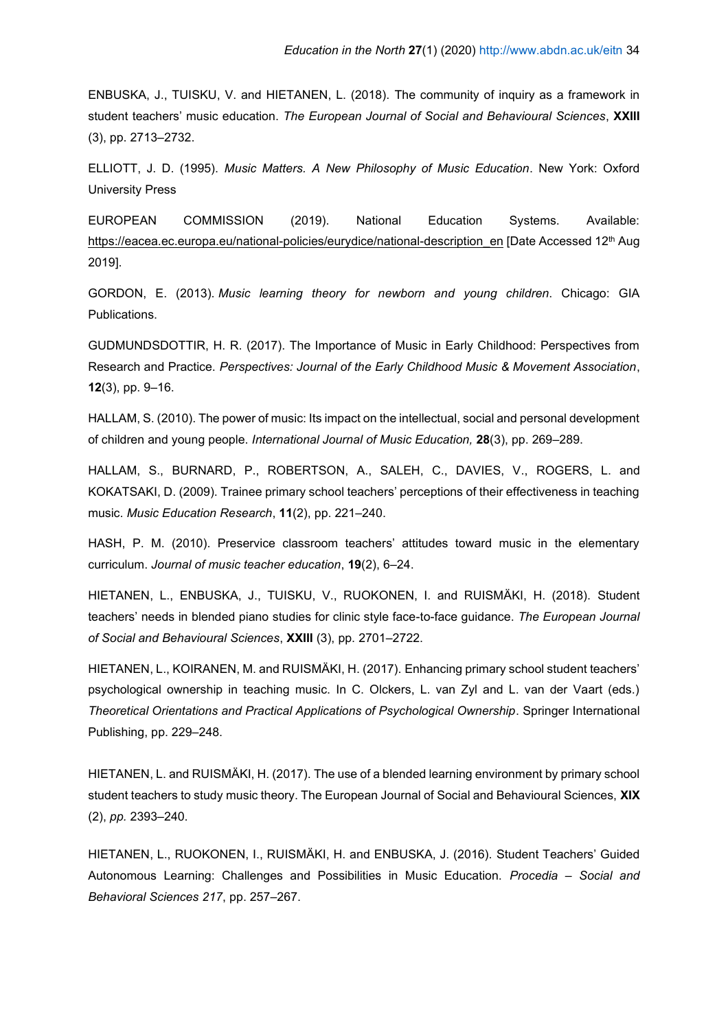ENBUSKA, J., TUISKU, V. and HIETANEN, L. (2018). The community of inquiry as a framework in student teachers' music education. *The European Journal of Social and Behavioural Sciences*, **XXIII** (3), pp. 2713–2732.

ELLIOTT, J. D. (1995). *Music Matters. A New Philosophy of Music Education*. New York: Oxford University Press

EUROPEAN COMMISSION (2019). National Education Systems. Available: https://eacea.ec.europa.eu/national-policies/eurydice/national-description_en [Date Accessed 12th Aug 2019].

GORDON, E. (2013). *Music learning theory for newborn and young children*. Chicago: GIA Publications.

GUDMUNDSDOTTIR, H. R. (2017). The Importance of Music in Early Childhood: Perspectives from Research and Practice. *Perspectives: Journal of the Early Childhood Music & Movement Association*, **12**(3), pp. 9–16.

HALLAM, S. (2010). The power of music: Its impact on the intellectual, social and personal development of children and young people. *International Journal of Music Education,* **28**(3), pp. 269–289.

HALLAM, S., BURNARD, P., ROBERTSON, A., SALEH, C., DAVIES, V., ROGERS, L. and KOKATSAKI, D. (2009). Trainee primary school teachers' perceptions of their effectiveness in teaching music. *Music Education Research*, **11**(2), pp. 221–240.

HASH, P. M. (2010). Preservice classroom teachers' attitudes toward music in the elementary curriculum. *Journal of music teacher education*, **19**(2), 6–24.

HIETANEN, L., ENBUSKA, J., TUISKU, V., RUOKONEN, I. and RUISMÄKI, H. (2018). Student teachers' needs in blended piano studies for clinic style face-to-face guidance. *The European Journal of Social and Behavioural Sciences*, **XXIII** (3), pp. 2701–2722.

HIETANEN, L., KOIRANEN, M. and RUISMÄKI, H. (2017). Enhancing primary school student teachers' psychological ownership in teaching music. In C. Olckers, L. van Zyl and L. van der Vaart (eds.) *Theoretical Orientations and Practical Applications of Psychological Ownership*. Springer International Publishing, pp. 229–248.

HIETANEN, L. and RUISMÄKI, H. (2017). The use of a blended learning environment by primary school student teachers to study music theory. The European Journal of Social and Behavioural Sciences, **XIX** (2), *pp.* 2393–240.

HIETANEN, L., RUOKONEN, I., RUISMÄKI, H. and ENBUSKA, J. (2016). Student Teachers' Guided Autonomous Learning: Challenges and Possibilities in Music Education. *Procedia – Social and Behavioral Sciences 217*, pp. 257–267.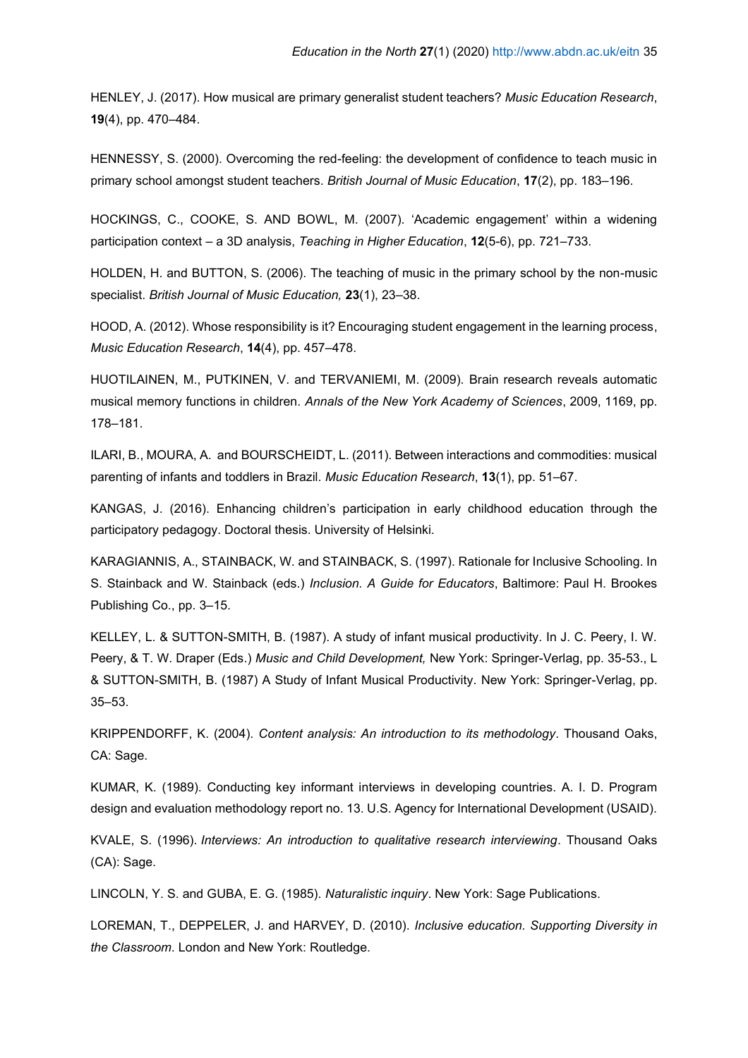HENLEY, J. (2017). How musical are primary generalist student teachers? *Music Education Research*, **19**(4), pp. 470–484.

HENNESSY, S. (2000). Overcoming the red-feeling: the development of confidence to teach music in primary school amongst student teachers. *British Journal of Music Education*, **17**(2), pp. 183–196.

HOCKINGS, C., COOKE, S. AND BOWL, M. (2007). 'Academic engagement' within a widening participation context – a 3D analysis, *Teaching in Higher Education*, **12**(5-6), pp. 721–733.

HOLDEN, H. and BUTTON, S. (2006). The teaching of music in the primary school by the non-music specialist. *British Journal of Music Education,* **23**(1), 23–38.

HOOD, A. (2012). Whose responsibility is it? Encouraging student engagement in the learning process, *Music Education Research*, **14**(4), pp. 457–478.

HUOTILAINEN, M., PUTKINEN, V. and TERVANIEMI, M. (2009). Brain research reveals automatic musical memory functions in children. *Annals of the New York Academy of Sciences*, 2009, 1169, pp. 178–181.

ILARI, B., MOURA, A. and BOURSCHEIDT, L. (2011). Between interactions and commodities: musical parenting of infants and toddlers in Brazil. *Music Education Research*, **13**(1), pp. 51–67.

KANGAS, J. (2016). Enhancing children's participation in early childhood education through the participatory pedagogy. Doctoral thesis. University of Helsinki.

KARAGIANNIS, A., STAINBACK, W. and STAINBACK, S. (1997). Rationale for Inclusive Schooling. In S. Stainback and W. Stainback (eds.) *Inclusion. A Guide for Educators*, Baltimore: Paul H. Brookes Publishing Co., pp. 3–15.

KELLEY, L. & SUTTON-SMITH, B. (1987). A study of infant musical productivity. In J. C. Peery, I. W. Peery, & T. W. Draper (Eds.) *Music and Child Development,* New York: Springer-Verlag, pp. 35-53., L & SUTTON-SMITH, B. (1987) A Study of Infant Musical Productivity. New York: Springer-Verlag, pp. 35–53.

KRIPPENDORFF, K. (2004). *Content analysis: An introduction to its methodology*. Thousand Oaks, CA: Sage.

KUMAR, K. (1989). Conducting key informant interviews in developing countries. A. I. D. Program design and evaluation methodology report no. 13. U.S. Agency for International Development (USAID).

KVALE, S. (1996). *Interviews: An introduction to qualitative research interviewing*. Thousand Oaks (CA): Sage.

LINCOLN, Y. S. and GUBA, E. G. (1985). *Naturalistic inquiry*. New York: Sage Publications.

LOREMAN, T., DEPPELER, J. and HARVEY, D. (2010). *Inclusive education. Supporting Diversity in the Classroom*. London and New York: Routledge.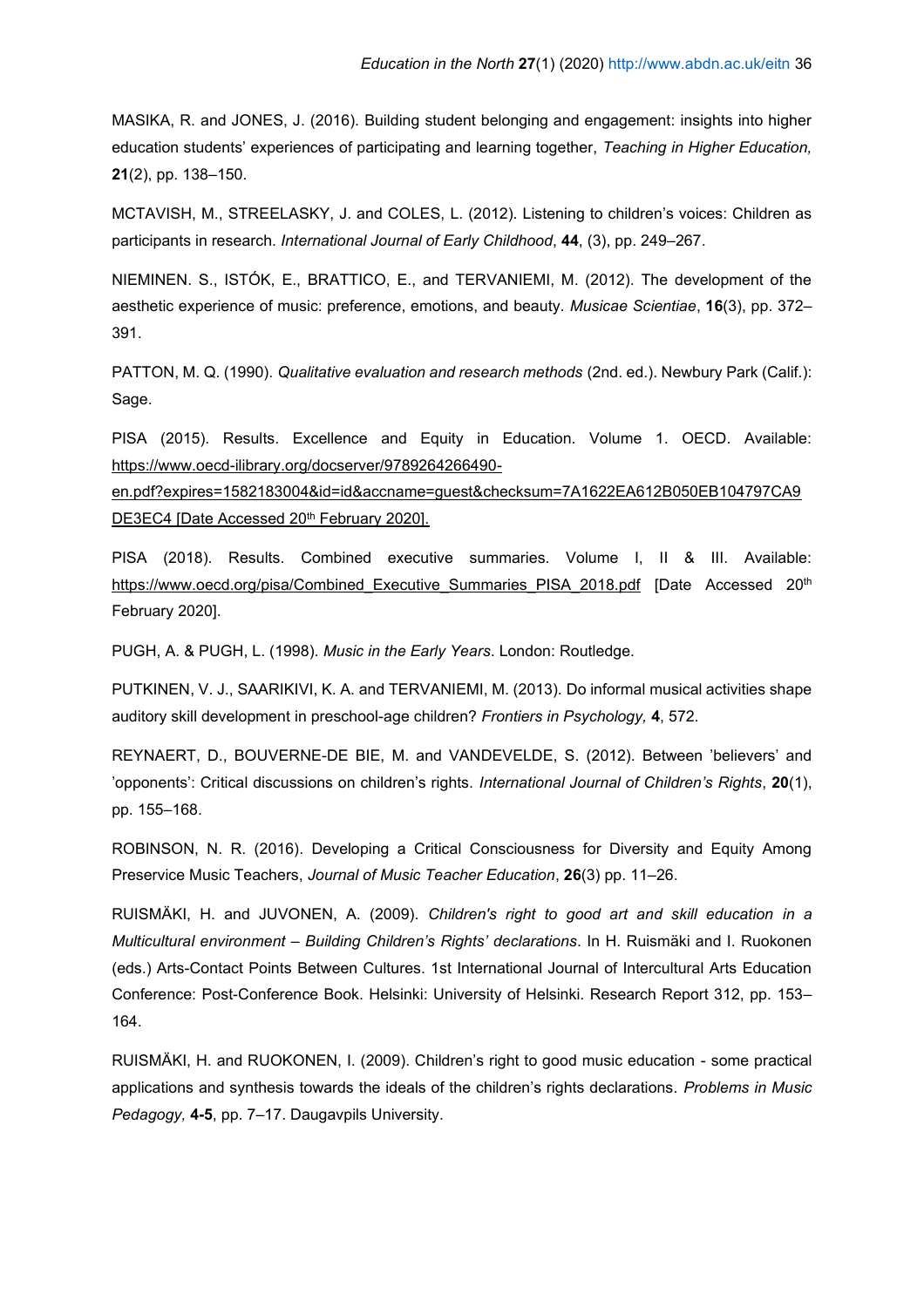MASIKA, R. and JONES, J. (2016). Building student belonging and engagement: insights into higher education students' experiences of participating and learning together, *Teaching in Higher Education,* **21**(2), pp. 138–150.

MCTAVISH, M., STREELASKY, J. and COLES, L. (2012). Listening to children's voices: Children as participants in research. *International Journal of Early Childhood*, **44**, (3), pp. 249–267.

NIEMINEN. S., ISTÓK, E., BRATTICO, E., and TERVANIEMI, M. (2012). The development of the aesthetic experience of music: preference, emotions, and beauty. *Musicae Scientiae*, **16**(3), pp. 372–391.

PATTON, M. Q. (1990). *Qualitative evaluation and research methods* (2nd. ed.). Newbury Park (Calif.): Sage.

PISA (2015). Results. Excellence and Equity in Education. Volume 1. OECD. Available: https://www.oecd-ilibrary.org/docserver/9789264266490-en.pdf?expires=1582183004&id=id&accname=guest&checksum=7A1622EA612B050EB104797CA9DE3EC4 [Date Accessed 20th February 2020].

PISA (2018). Results. Combined executive summaries. Volume I, II & III. Available: https://www.oecd.org/pisa/Combined_Executive_Summaries_PISA_2018.pdf [Date Accessed 20th February 2020].

PUGH, A. & PUGH, L. (1998). *Music in the Early Years*. London: Routledge.

PUTKINEN, V. J., SAARIKIVI, K. A. and TERVANIEMI, M. (2013). Do informal musical activities shape auditory skill development in preschool-age children? *Frontiers in Psychology,* **4**, 572.

REYNAERT, D., BOUVERNE-DE BIE, M. and VANDEVELDE, S. (2012). Between 'believers' and 'opponents': Critical discussions on children's rights. *International Journal of Children's Rights*, **20**(1), pp. 155–168.

ROBINSON, N. R. (2016). Developing a Critical Consciousness for Diversity and Equity Among Preservice Music Teachers, *Journal of Music Teacher Education*, **26**(3) pp. 11–26.

RUISMÄKI, H. and JUVONEN, A. (2009). *Children's right to good art and skill education in a Multicultural environment – Building Children's Rights' declarations*. In H. Ruismäki and I. Ruokonen (eds.) Arts-Contact Points Between Cultures. 1st International Journal of Intercultural Arts Education Conference: Post-Conference Book. Helsinki: University of Helsinki. Research Report 312, pp. 153–164.

RUISMÄKI, H. and RUOKONEN, I. (2009). Children's right to good music education - some practical applications and synthesis towards the ideals of the children's rights declarations. *Problems in Music Pedagogy,* **4-5**, pp. 7–17. Daugavpils University.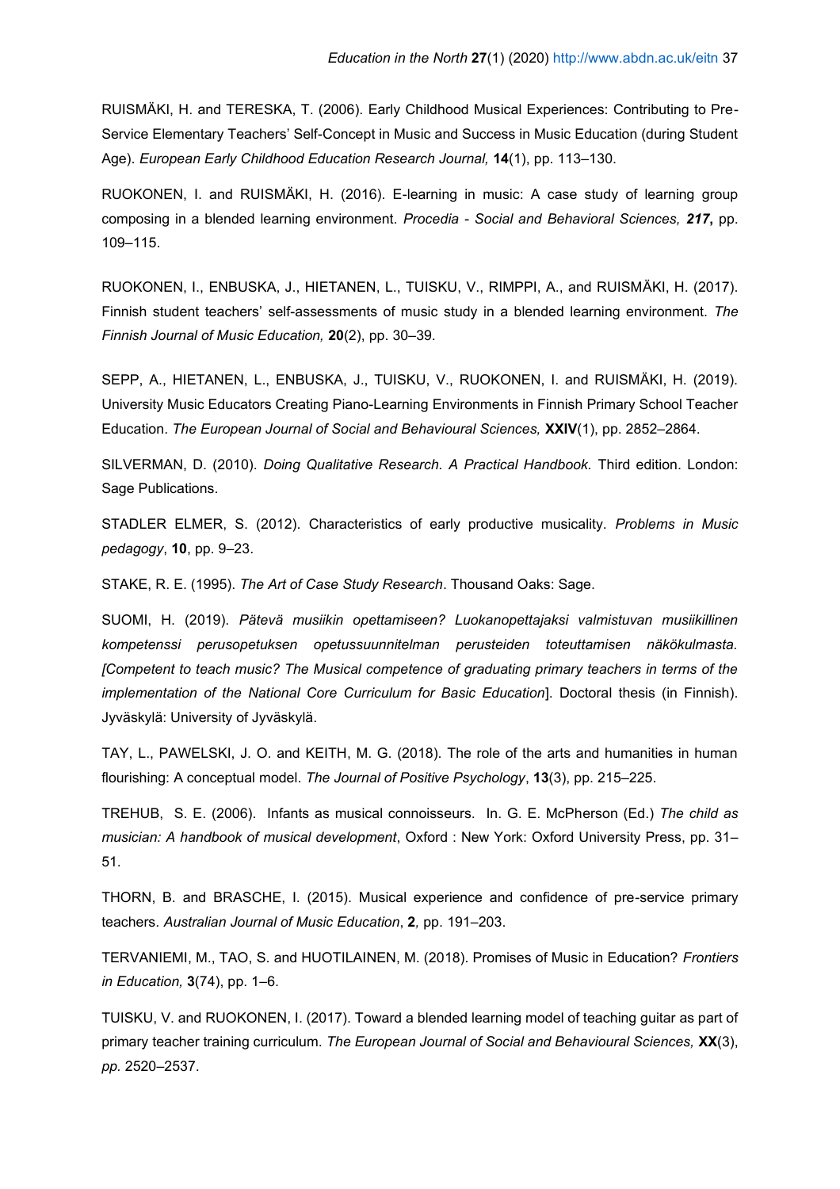RUISMÄKI, H. and TERESKA, T. (2006). Early Childhood Musical Experiences: Contributing to Pre-Service Elementary Teachers' Self-Concept in Music and Success in Music Education (during Student Age). *European Early Childhood Education Research Journal,* **14**(1), pp. 113–130.

RUOKONEN, I. and RUISMÄKI, H. (2016). E-learning in music: A case study of learning group composing in a blended learning environment. *Procedia - Social and Behavioral Sciences,* ***217*,** pp. 109–115.

RUOKONEN, I., ENBUSKA, J., HIETANEN, L., TUISKU, V., RIMPPI, A., and RUISMÄKI, H. (2017). Finnish student teachers' self-assessments of music study in a blended learning environment. *The Finnish Journal of Music Education,* **20**(2), pp. 30–39.

SEPP, A., HIETANEN, L., ENBUSKA, J., TUISKU, V., RUOKONEN, I. and RUISMÄKI, H. (2019). University Music Educators Creating Piano-Learning Environments in Finnish Primary School Teacher Education. *The European Journal of Social and Behavioural Sciences,* **XXIV**(1), pp. 2852–2864.

SILVERMAN, D. (2010). *Doing Qualitative Research. A Practical Handbook.* Third edition. London: Sage Publications.

STADLER ELMER, S. (2012). Characteristics of early productive musicality. *Problems in Music pedagogy*, **10**, pp. 9–23.

STAKE, R. E. (1995). *The Art of Case Study Research*. Thousand Oaks: Sage.

SUOMI, H. (2019). *Pätevä musiikin opettamiseen? Luokanopettajaksi valmistuvan musiikillinen kompetenssi perusopetuksen opetussuunnitelman perusteiden toteuttamisen näkökulmasta. [Competent to teach music? The Musical competence of graduating primary teachers in terms of the implementation of the National Core Curriculum for Basic Education*]. Doctoral thesis (in Finnish). Jyväskylä: University of Jyväskylä.

TAY, L., PAWELSKI, J. O. and KEITH, M. G. (2018). The role of the arts and humanities in human flourishing: A conceptual model. *The Journal of Positive Psychology*, **13**(3), pp. 215–225.

TREHUB, S. E. (2006). Infants as musical connoisseurs. In. G. E. McPherson (Ed.) *The child as musician: A handbook of musical development*, Oxford : New York: Oxford University Press, pp. 31–51.

THORN, B. and BRASCHE, I. (2015). Musical experience and confidence of pre-service primary teachers. *Australian Journal of Music Education*, **2***,* pp. 191–203.

TERVANIEMI, M., TAO, S. and HUOTILAINEN, M. (2018). Promises of Music in Education? *Frontiers in Education,* **3**(74), pp. 1–6.

TUISKU, V. and RUOKONEN, I. (2017). Toward a blended learning model of teaching guitar as part of primary teacher training curriculum. *The European Journal of Social and Behavioural Sciences,* **XX**(3), *pp.* 2520–2537.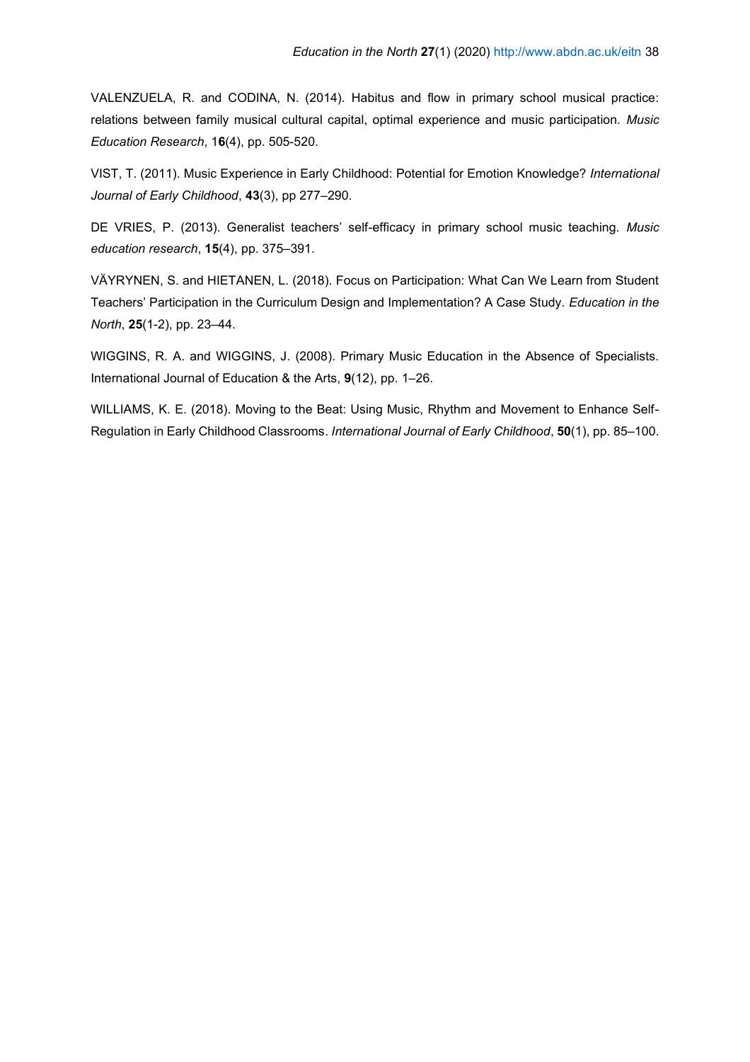VALENZUELA, R. and CODINA, N. (2014). Habitus and flow in primary school musical practice: relations between family musical cultural capital, optimal experience and music participation. *Music Education Research*, 1**6**(4), pp. 505-520.

VIST, T. (2011). Music Experience in Early Childhood: Potential for Emotion Knowledge? *International Journal of Early Childhood*, **43**(3), pp 277–290.

DE VRIES, P. (2013). Generalist teachers' self-efficacy in primary school music teaching. *Music education research*, **15**(4), pp. 375–391.

VÄYRYNEN, S. and HIETANEN, L. (2018). Focus on Participation: What Can We Learn from Student Teachers' Participation in the Curriculum Design and Implementation? A Case Study. *Education in the North*, **25**(1-2), pp. 23–44.

WIGGINS, R. A. and WIGGINS, J. (2008). Primary Music Education in the Absence of Specialists. International Journal of Education & the Arts, **9**(12), pp. 1–26.

WILLIAMS, K. E. (2018). Moving to the Beat: Using Music, Rhythm and Movement to Enhance Self-Regulation in Early Childhood Classrooms. *International Journal of Early Childhood*, **50**(1), pp. 85–100.